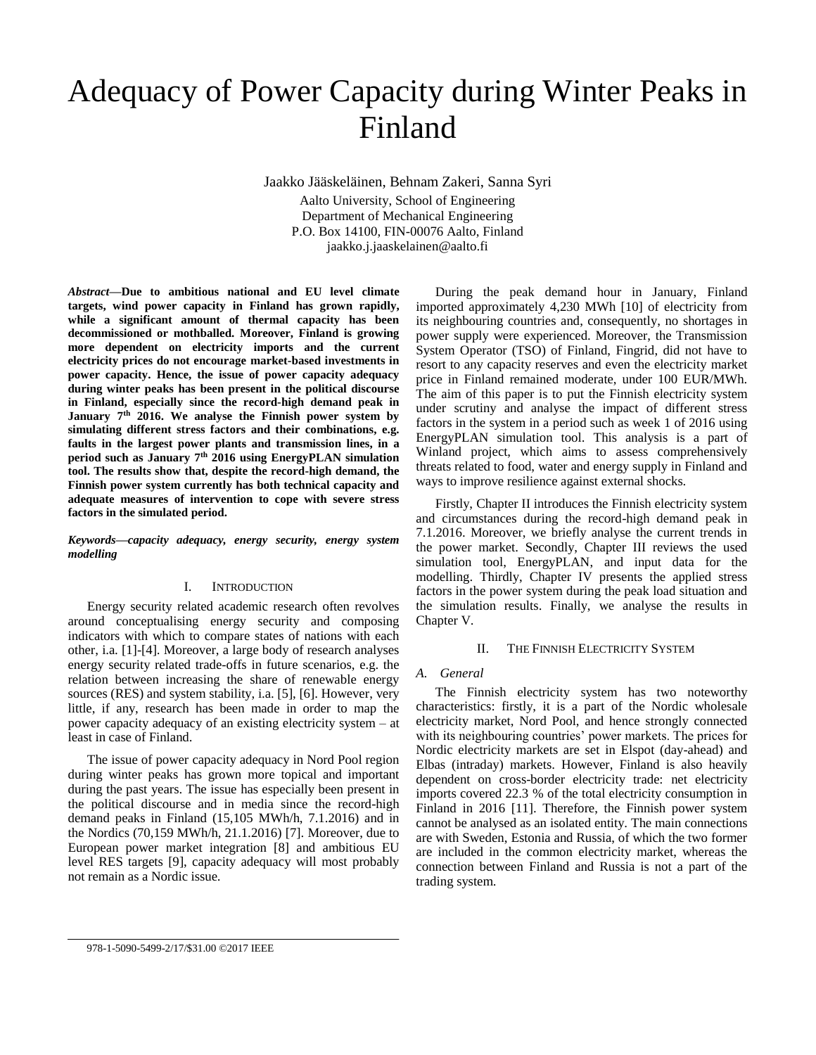# Adequacy of Power Capacity during Winter Peaks in Finland

Jaakko Jääskeläinen, Behnam Zakeri, Sanna Syri

Aalto University, School of Engineering
Department of Mechanical Engineering
P.O. Box 14100, FIN-00076 Aalto, Finland
jaakko.j.jaaskelainen@aalto.fi

***Abstract*—Due to ambitious national and EU level climate targets, wind power capacity in Finland has grown rapidly, while a significant amount of thermal capacity has been decommissioned or mothballed. Moreover, Finland is growing more dependent on electricity imports and the current electricity prices do not encourage market-based investments in power capacity. Hence, the issue of power capacity adequacy during winter peaks has been present in the political discourse in Finland, especially since the record-high demand peak in January 7th 2016. We analyse the Finnish power system by simulating different stress factors and their combinations, e.g. faults in the largest power plants and transmission lines, in a period such as January 7th 2016 using EnergyPLAN simulation tool. The results show that, despite the record-high demand, the Finnish power system currently has both technical capacity and adequate measures of intervention to cope with severe stress factors in the simulated period.**

***Keywords—capacity adequacy, energy security, energy system modelling***

## I. Introduction

Energy security related academic research often revolves around conceptualising energy security and composing indicators with which to compare states of nations with each other, i.a. [1]-[4]. Moreover, a large body of research analyses energy security related trade-offs in future scenarios, e.g. the relation between increasing the share of renewable energy sources (RES) and system stability, i.a. [5], [6]. However, very little, if any, research has been made in order to map the power capacity adequacy of an existing electricity system – at least in case of Finland.

The issue of power capacity adequacy in Nord Pool region during winter peaks has grown more topical and important during the past years. The issue has especially been present in the political discourse and in media since the record-high demand peaks in Finland (15,105 MWh/h, 7.1.2016) and in the Nordics (70,159 MWh/h, 21.1.2016) [7]. Moreover, due to European power market integration [8] and ambitious EU level RES targets [9], capacity adequacy will most probably not remain as a Nordic issue.

During the peak demand hour in January, Finland imported approximately 4,230 MWh [10] of electricity from its neighbouring countries and, consequently, no shortages in power supply were experienced. Moreover, the Transmission System Operator (TSO) of Finland, Fingrid, did not have to resort to any capacity reserves and even the electricity market price in Finland remained moderate, under 100 EUR/MWh. The aim of this paper is to put the Finnish electricity system under scrutiny and analyse the impact of different stress factors in the system in a period such as week 1 of 2016 using EnergyPLAN simulation tool. This analysis is a part of Winland project, which aims to assess comprehensively threats related to food, water and energy supply in Finland and ways to improve resilience against external shocks.

Firstly, Chapter II introduces the Finnish electricity system and circumstances during the record-high demand peak in 7.1.2016. Moreover, we briefly analyse the current trends in the power market. Secondly, Chapter III reviews the used simulation tool, EnergyPLAN, and input data for the modelling. Thirdly, Chapter IV presents the applied stress factors in the power system during the peak load situation and the simulation results. Finally, we analyse the results in Chapter V.

## II. The Finnish Electricity System

### *A. General*

The Finnish electricity system has two noteworthy characteristics: firstly, it is a part of the Nordic wholesale electricity market, Nord Pool, and hence strongly connected with its neighbouring countries' power markets. The prices for Nordic electricity markets are set in Elspot (day-ahead) and Elbas (intraday) markets. However, Finland is also heavily dependent on cross-border electricity trade: net electricity imports covered 22.3 % of the total electricity consumption in Finland in 2016 [11]. Therefore, the Finnish power system cannot be analysed as an isolated entity. The main connections are with Sweden, Estonia and Russia, of which the two former are included in the common electricity market, whereas the connection between Finland and Russia is not a part of the trading system.

978-1-5090-5499-2/17/$31.00 ©2017 IEEE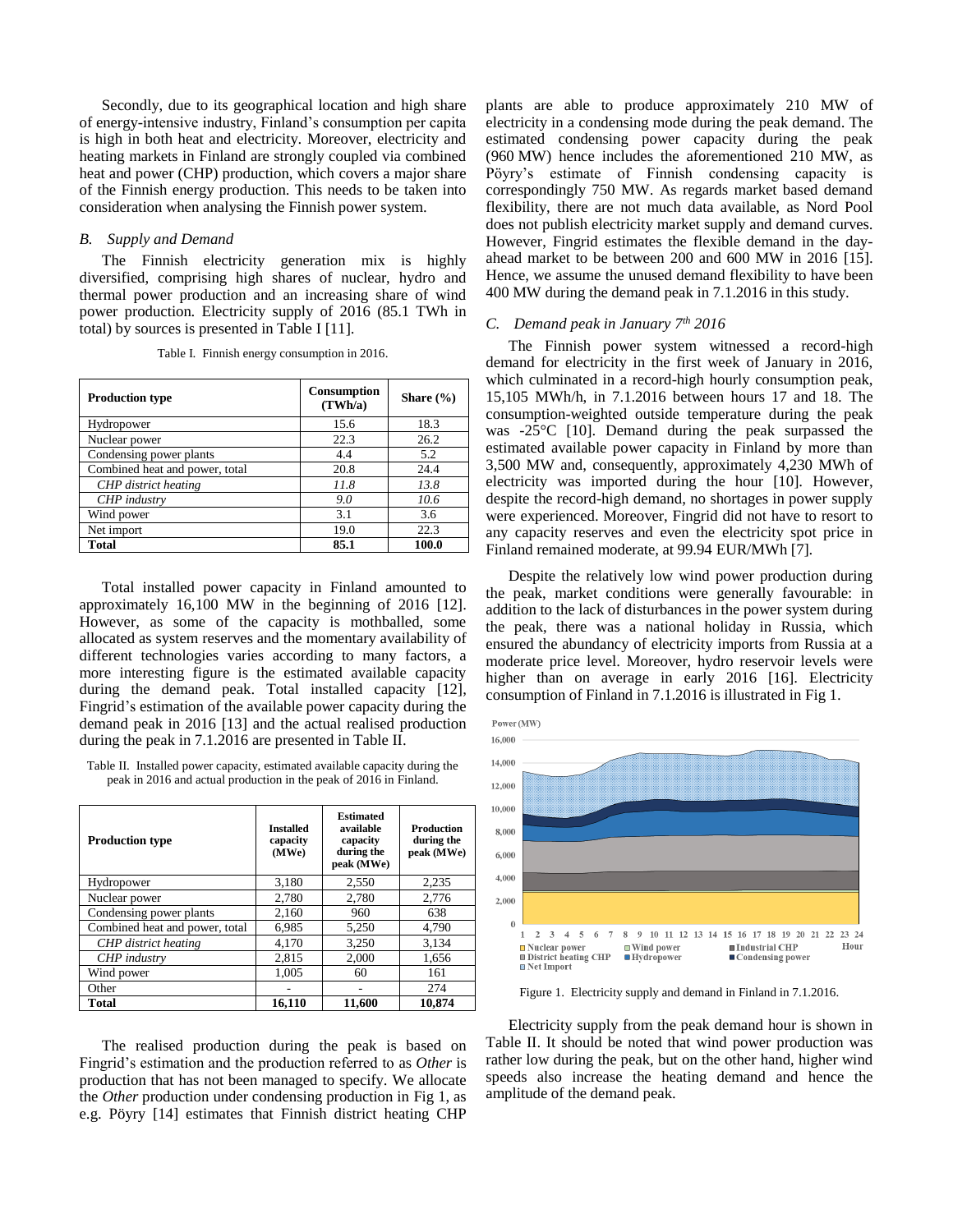Secondly, due to its geographical location and high share of energy-intensive industry, Finland's consumption per capita is high in both heat and electricity. Moreover, electricity and heating markets in Finland are strongly coupled via combined heat and power (CHP) production, which covers a major share of the Finnish energy production. This needs to be taken into consideration when analysing the Finnish power system.

### *B. Supply and Demand*

The Finnish electricity generation mix is highly diversified, comprising high shares of nuclear, hydro and thermal power production and an increasing share of wind power production. Electricity supply of 2016 (85.1 TWh in total) by sources is presented in Table I [11].

Table I. Finnish energy consumption in 2016.

| **Production type** | **Consumption (TWh/a)** | **Share (%)** |
|---|---|---|
| Hydropower | 15.6 | 18.3 |
| Nuclear power | 22.3 | 26.2 |
| Condensing power plants | 4.4 | 5.2 |
| Combined heat and power, total | 20.8 | 24.4 |
| *CHP district heating* | *11.8* | *13.8* |
| *CHP industry* | *9.0* | *10.6* |
| Wind power | 3.1 | 3.6 |
| Net import | 19.0 | 22.3 |
| **Total** | **85.1** | **100.0** |

Total installed power capacity in Finland amounted to approximately 16,100 MW in the beginning of 2016 [12]. However, as some of the capacity is mothballed, some allocated as system reserves and the momentary availability of different technologies varies according to many factors, a more interesting figure is the estimated available capacity during the demand peak. Total installed capacity [12], Fingrid's estimation of the available power capacity during the demand peak in 2016 [13] and the actual realised production during the peak in 7.1.2016 are presented in Table II.

Table II. Installed power capacity, estimated available capacity during the peak in 2016 and actual production in the peak of 2016 in Finland.

| **Production type** | **Installed capacity (MWe)** | **Estimated available capacity during the peak (MWe)** | **Production during the peak (MWe)** |
|---|---|---|---|
| Hydropower | 3,180 | 2,550 | 2,235 |
| Nuclear power | 2,780 | 2,780 | 2,776 |
| Condensing power plants | 2,160 | 960 | 638 |
| Combined heat and power, total | 6,985 | 5,250 | 4,790 |
| *CHP district heating* | 4,170 | 3,250 | 3,134 |
| *CHP industry* | 2,815 | 2,000 | 1,656 |
| Wind power | 1,005 | 60 | 161 |
| Other | - | - | 274 |
| **Total** | **16,110** | **11,600** | **10,874** |

The realised production during the peak is based on Fingrid's estimation and the production referred to as *Other* is production that has not been managed to specify. We allocate the *Other* production under condensing production in Fig 1, as e.g. Pöyry [14] estimates that Finnish district heating CHP plants are able to produce approximately 210 MW of electricity in a condensing mode during the peak demand. The estimated condensing power capacity during the peak (960 MW) hence includes the aforementioned 210 MW, as Pöyry's estimate of Finnish condensing capacity is correspondingly 750 MW. As regards market based demand flexibility, there are not much data available, as Nord Pool does not publish electricity market supply and demand curves. However, Fingrid estimates the flexible demand in the day-ahead market to be between 200 and 600 MW in 2016 [15]. Hence, we assume the unused demand flexibility to have been 400 MW during the demand peak in 7.1.2016 in this study.

### *C. Demand peak in January 7th 2016*

The Finnish power system witnessed a record-high demand for electricity in the first week of January in 2016, which culminated in a record-high hourly consumption peak, 15,105 MWh/h, in 7.1.2016 between hours 17 and 18. The consumption-weighted outside temperature during the peak was -25°C [10]. Demand during the peak surpassed the estimated available power capacity in Finland by more than 3,500 MW and, consequently, approximately 4,230 MWh of electricity was imported during the hour [10]. However, despite the record-high demand, no shortages in power supply were experienced. Moreover, Fingrid did not have to resort to any capacity reserves and even the electricity spot price in Finland remained moderate, at 99.94 EUR/MWh [7].

Despite the relatively low wind power production during the peak, market conditions were generally favourable: in addition to the lack of disturbances in the power system during the peak, there was a national holiday in Russia, which ensured the abundancy of electricity imports from Russia at a moderate price level. Moreover, hydro reservoir levels were higher than on average in early 2016 [16]. Electricity consumption of Finland in 7.1.2016 is illustrated in Fig 1.

Figure 1. Electricity supply and demand in Finland in 7.1.2016.

Electricity supply from the peak demand hour is shown in Table II. It should be noted that wind power production was rather low during the peak, but on the other hand, higher wind speeds also increase the heating demand and hence the amplitude of the demand peak.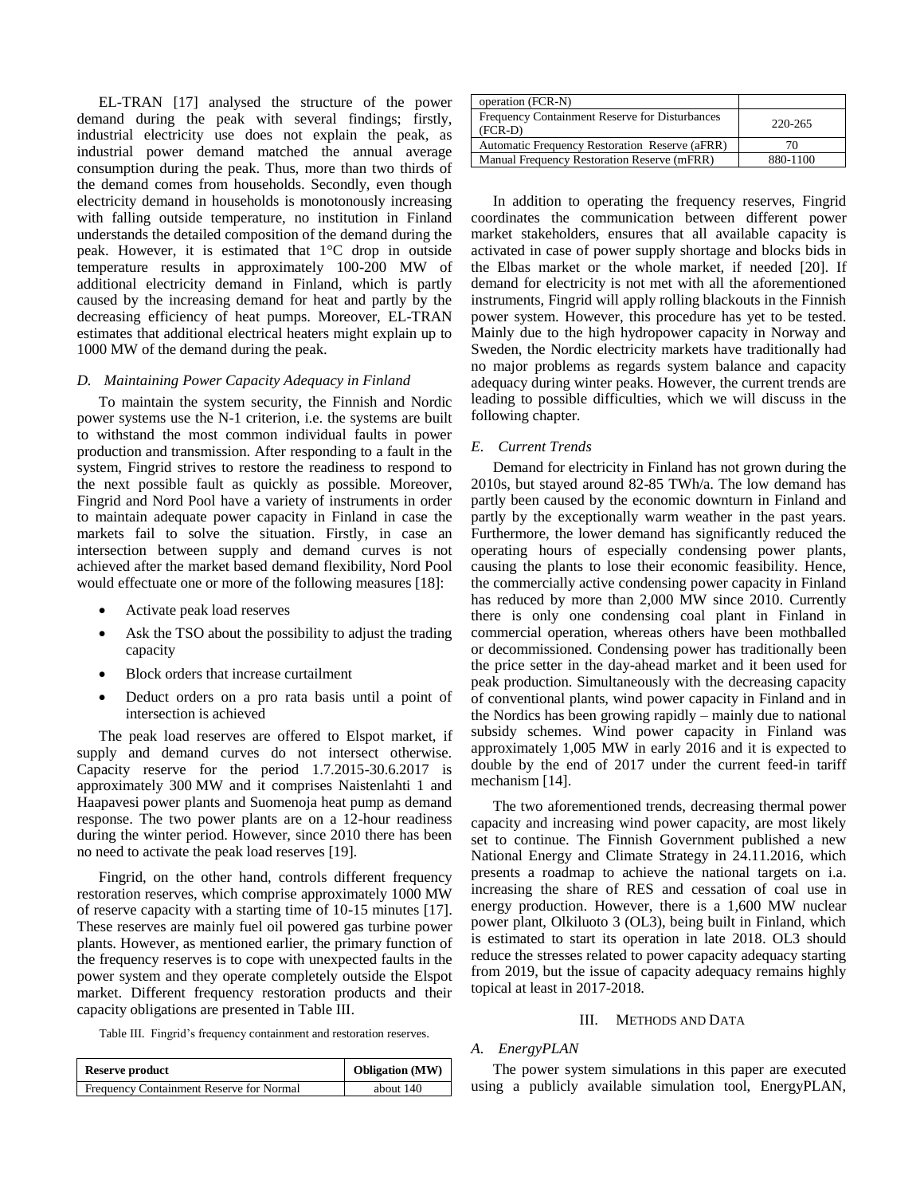EL-TRAN [17] analysed the structure of the power demand during the peak with several findings; firstly, industrial electricity use does not explain the peak, as industrial power demand matched the annual average consumption during the peak. Thus, more than two thirds of the demand comes from households. Secondly, even though electricity demand in households is monotonously increasing with falling outside temperature, no institution in Finland understands the detailed composition of the demand during the peak. However, it is estimated that 1°C drop in outside temperature results in approximately 100-200 MW of additional electricity demand in Finland, which is partly caused by the increasing demand for heat and partly by the decreasing efficiency of heat pumps. Moreover, EL-TRAN estimates that additional electrical heaters might explain up to 1000 MW of the demand during the peak.

### *D. Maintaining Power Capacity Adequacy in Finland*

To maintain the system security, the Finnish and Nordic power systems use the N-1 criterion, i.e. the systems are built to withstand the most common individual faults in power production and transmission. After responding to a fault in the system, Fingrid strives to restore the readiness to respond to the next possible fault as quickly as possible. Moreover, Fingrid and Nord Pool have a variety of instruments in order to maintain adequate power capacity in Finland in case the markets fail to solve the situation. Firstly, in case an intersection between supply and demand curves is not achieved after the market based demand flexibility, Nord Pool would effectuate one or more of the following measures [18]:

- Activate peak load reserves
- Ask the TSO about the possibility to adjust the trading capacity
- Block orders that increase curtailment
- Deduct orders on a pro rata basis until a point of intersection is achieved

The peak load reserves are offered to Elspot market, if supply and demand curves do not intersect otherwise. Capacity reserve for the period 1.7.2015-30.6.2017 is approximately 300 MW and it comprises Naistenlahti 1 and Haapavesi power plants and Suomenoja heat pump as demand response. The two power plants are on a 12-hour readiness during the winter period. However, since 2010 there has been no need to activate the peak load reserves [19].

Fingrid, on the other hand, controls different frequency restoration reserves, which comprise approximately 1000 MW of reserve capacity with a starting time of 10-15 minutes [17]. These reserves are mainly fuel oil powered gas turbine power plants. However, as mentioned earlier, the primary function of the frequency reserves is to cope with unexpected faults in the power system and they operate completely outside the Elspot market. Different frequency restoration products and their capacity obligations are presented in Table III.

Table III. Fingrid's frequency containment and restoration reserves.

| Reserve product | Obligation (MW) |
|---|---|
| Frequency Containment Reserve for Normal operation (FCR-N) | about 140 |
| Frequency Containment Reserve for Disturbances (FCR-D) | 220-265 |
| Automatic Frequency Restoration Reserve (aFRR) | 70 |
| Manual Frequency Restoration Reserve (mFRR) | 880-1100 |

In addition to operating the frequency reserves, Fingrid coordinates the communication between different power market stakeholders, ensures that all available capacity is activated in case of power supply shortage and blocks bids in the Elbas market or the whole market, if needed [20]. If demand for electricity is not met with all the aforementioned instruments, Fingrid will apply rolling blackouts in the Finnish power system. However, this procedure has yet to be tested. Mainly due to the high hydropower capacity in Norway and Sweden, the Nordic electricity markets have traditionally had no major problems as regards system balance and capacity adequacy during winter peaks. However, the current trends are leading to possible difficulties, which we will discuss in the following chapter.

### *E. Current Trends*

Demand for electricity in Finland has not grown during the 2010s, but stayed around 82-85 TWh/a. The low demand has partly been caused by the economic downturn in Finland and partly by the exceptionally warm weather in the past years. Furthermore, the lower demand has significantly reduced the operating hours of especially condensing power plants, causing the plants to lose their economic feasibility. Hence, the commercially active condensing power capacity in Finland has reduced by more than 2,000 MW since 2010. Currently there is only one condensing coal plant in Finland in commercial operation, whereas others have been mothballed or decommissioned. Condensing power has traditionally been the price setter in the day-ahead market and it been used for peak production. Simultaneously with the decreasing capacity of conventional plants, wind power capacity in Finland and in the Nordics has been growing rapidly – mainly due to national subsidy schemes. Wind power capacity in Finland was approximately 1,005 MW in early 2016 and it is expected to double by the end of 2017 under the current feed-in tariff mechanism [14].

The two aforementioned trends, decreasing thermal power capacity and increasing wind power capacity, are most likely set to continue. The Finnish Government published a new National Energy and Climate Strategy in 24.11.2016, which presents a roadmap to achieve the national targets on i.a. increasing the share of RES and cessation of coal use in energy production. However, there is a 1,600 MW nuclear power plant, Olkiluoto 3 (OL3), being built in Finland, which is estimated to start its operation in late 2018. OL3 should reduce the stresses related to power capacity adequacy starting from 2019, but the issue of capacity adequacy remains highly topical at least in 2017-2018.

## III. Methods and Data

### *A. EnergyPLAN*

The power system simulations in this paper are executed using a publicly available simulation tool, EnergyPLAN,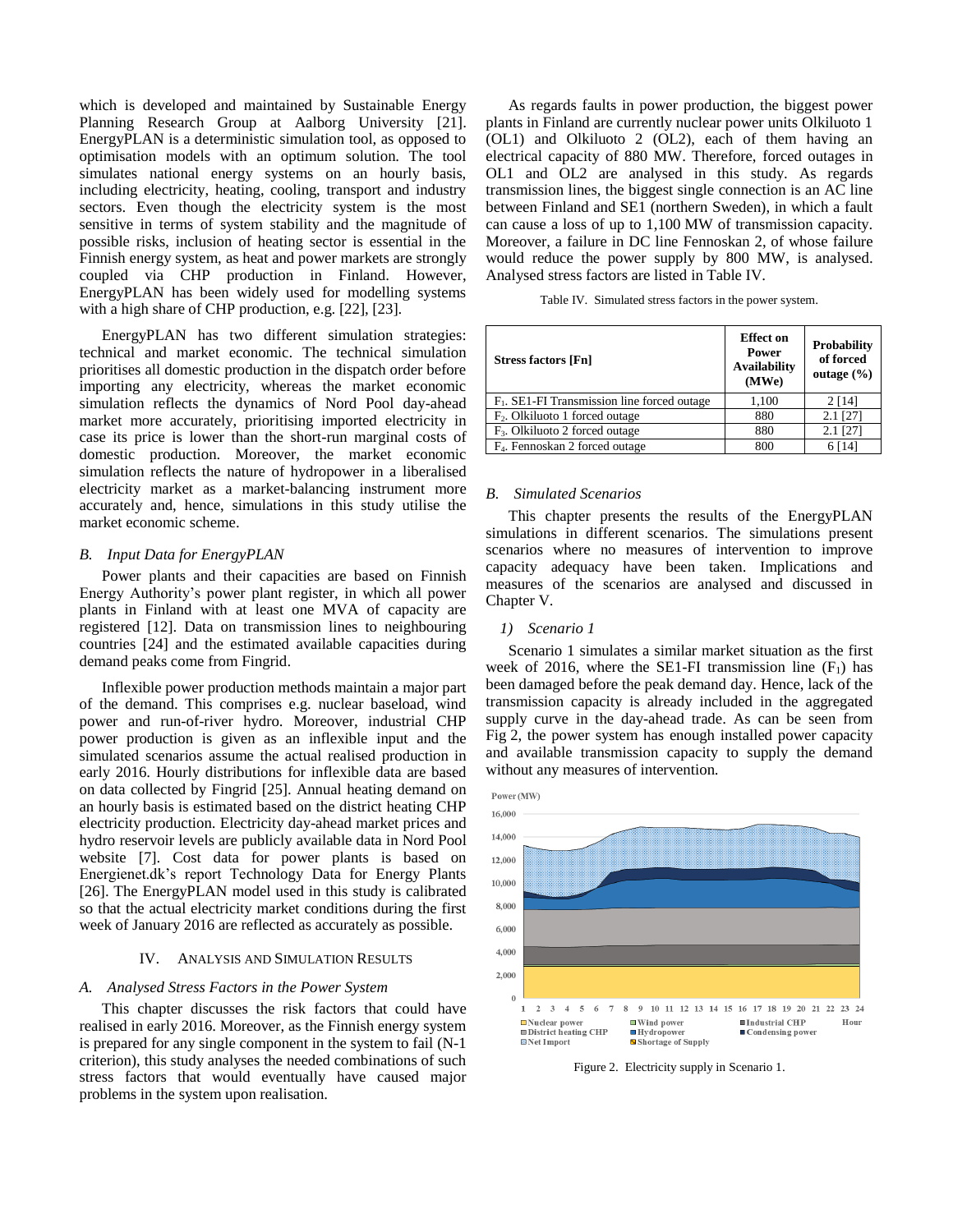which is developed and maintained by Sustainable Energy Planning Research Group at Aalborg University [21]. EnergyPLAN is a deterministic simulation tool, as opposed to optimisation models with an optimum solution. The tool simulates national energy systems on an hourly basis, including electricity, heating, cooling, transport and industry sectors. Even though the electricity system is the most sensitive in terms of system stability and the magnitude of possible risks, inclusion of heating sector is essential in the Finnish energy system, as heat and power markets are strongly coupled via CHP production in Finland. However, EnergyPLAN has been widely used for modelling systems with a high share of CHP production, e.g. [22], [23].

EnergyPLAN has two different simulation strategies: technical and market economic. The technical simulation prioritises all domestic production in the dispatch order before importing any electricity, whereas the market economic simulation reflects the dynamics of Nord Pool day-ahead market more accurately, prioritising imported electricity in case its price is lower than the short-run marginal costs of domestic production. Moreover, the market economic simulation reflects the nature of hydropower in a liberalised electricity market as a market-balancing instrument more accurately and, hence, simulations in this study utilise the market economic scheme.

### *B. Input Data for EnergyPLAN*

Power plants and their capacities are based on Finnish Energy Authority's power plant register, in which all power plants in Finland with at least one MVA of capacity are registered [12]. Data on transmission lines to neighbouring countries [24] and the estimated available capacities during demand peaks come from Fingrid.

Inflexible power production methods maintain a major part of the demand. This comprises e.g. nuclear baseload, wind power and run-of-river hydro. Moreover, industrial CHP power production is given as an inflexible input and the simulated scenarios assume the actual realised production in early 2016. Hourly distributions for inflexible data are based on data collected by Fingrid [25]. Annual heating demand on an hourly basis is estimated based on the district heating CHP electricity production. Electricity day-ahead market prices and hydro reservoir levels are publicly available data in Nord Pool website [7]. Cost data for power plants is based on Energienet.dk's report Technology Data for Energy Plants [26]. The EnergyPLAN model used in this study is calibrated so that the actual electricity market conditions during the first week of January 2016 are reflected as accurately as possible.

## IV. Analysis and Simulation Results

### *A. Analysed Stress Factors in the Power System*

This chapter discusses the risk factors that could have realised in early 2016. Moreover, as the Finnish energy system is prepared for any single component in the system to fail (N-1 criterion), this study analyses the needed combinations of such stress factors that would eventually have caused major problems in the system upon realisation.

As regards faults in power production, the biggest power plants in Finland are currently nuclear power units Olkiluoto 1 (OL1) and Olkiluoto 2 (OL2), each of them having an electrical capacity of 880 MW. Therefore, forced outages in OL1 and OL2 are analysed in this study. As regards transmission lines, the biggest single connection is an AC line between Finland and SE1 (northern Sweden), in which a fault can cause a loss of up to 1,100 MW of transmission capacity. Moreover, a failure in DC line Fennoskan 2, of whose failure would reduce the power supply by 800 MW, is analysed. Analysed stress factors are listed in Table IV.

Table IV. Simulated stress factors in the power system.

| Stress factors [Fn] | Effect on Power Availability (MWe) | Probability of forced outage (%) |
|---|---|---|
| $F_1$. SE1-FI Transmission line forced outage | 1,100 | 2 [14] |
| $F_2$. Olkiluoto 1 forced outage | 880 | 2.1 [27] |
| $F_3$. Olkiluoto 2 forced outage | 880 | 2.1 [27] |
| $F_4$. Fennoskan 2 forced outage | 800 | 6 [14] |

### *B. Simulated Scenarios*

This chapter presents the results of the EnergyPLAN simulations in different scenarios. The simulations present scenarios where no measures of intervention to improve capacity adequacy have been taken. Implications and measures of the scenarios are analysed and discussed in Chapter V.

#### *1) Scenario 1*

Scenario 1 simulates a similar market situation as the first week of 2016, where the SE1-FI transmission line ($F_1$) has been damaged before the peak demand day. Hence, lack of the transmission capacity is already included in the aggregated supply curve in the day-ahead trade. As can be seen from Fig 2, the power system has enough installed power capacity and available transmission capacity to supply the demand without any measures of intervention.

Figure 2. Electricity supply in Scenario 1.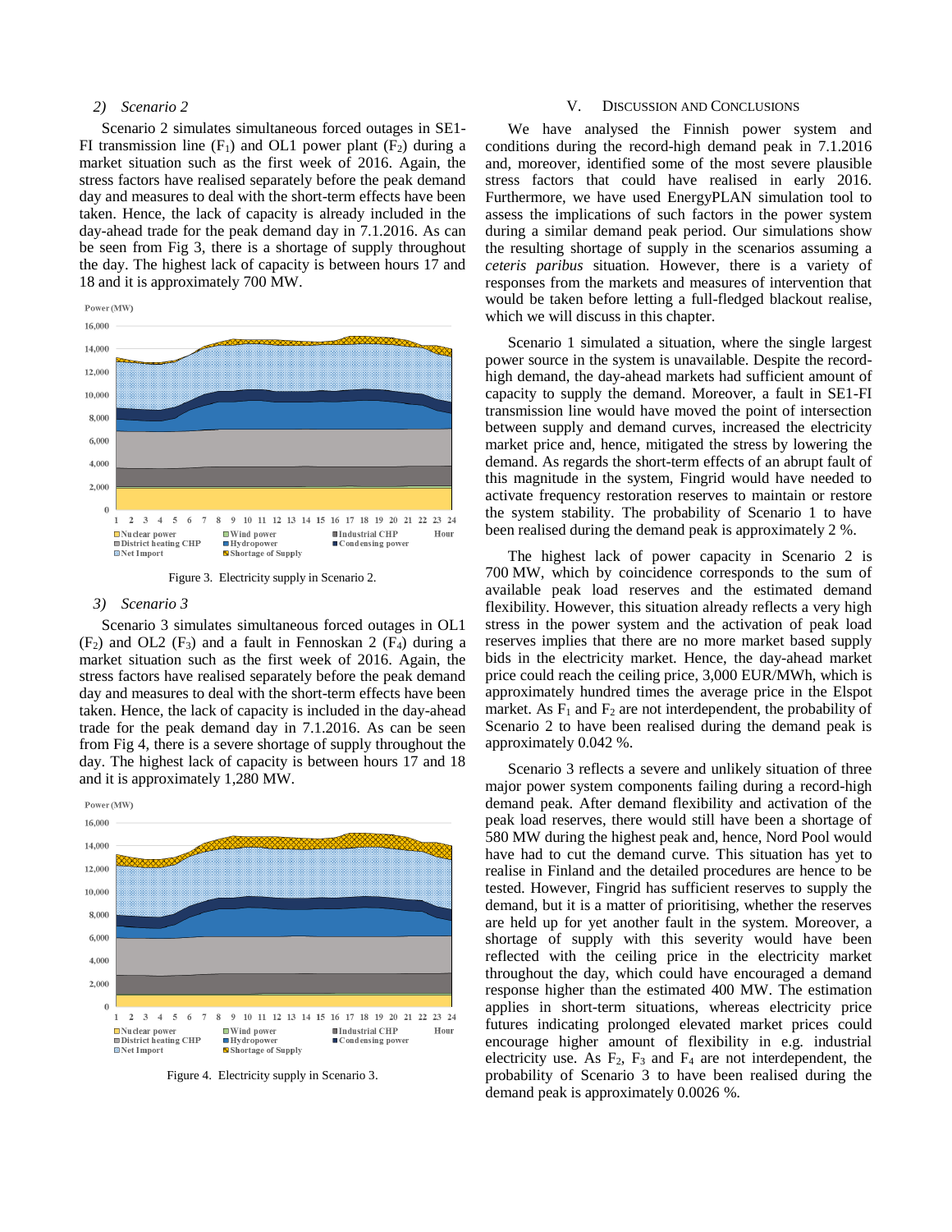*2) Scenario 2*

Scenario 2 simulates simultaneous forced outages in SE1-FI transmission line ($F_1$) and OL1 power plant ($F_2$) during a market situation such as the first week of 2016. Again, the stress factors have realised separately before the peak demand day and measures to deal with the short-term effects have been taken. Hence, the lack of capacity is already included in the day-ahead trade for the peak demand day in 7.1.2016. As can be seen from Fig 3, there is a shortage of supply throughout the day. The highest lack of capacity is between hours 17 and 18 and it is approximately 700 MW.

Figure 3. Electricity supply in Scenario 2.

*3) Scenario 3*

Scenario 3 simulates simultaneous forced outages in OL1 ($F_2$) and OL2 ($F_3$) and a fault in Fennoskan 2 ($F_4$) during a market situation such as the first week of 2016. Again, the stress factors have realised separately before the peak demand day and measures to deal with the short-term effects have been taken. Hence, the lack of capacity is included in the day-ahead trade for the peak demand day in 7.1.2016. As can be seen from Fig 4, there is a severe shortage of supply throughout the day. The highest lack of capacity is between hours 17 and 18 and it is approximately 1,280 MW.

Figure 4. Electricity supply in Scenario 3.

## V. Discussion and Conclusions

We have analysed the Finnish power system and conditions during the record-high demand peak in 7.1.2016 and, moreover, identified some of the most severe plausible stress factors that could have realised in early 2016. Furthermore, we have used EnergyPLAN simulation tool to assess the implications of such factors in the power system during a similar demand peak period. Our simulations show the resulting shortage of supply in the scenarios assuming a *ceteris paribus* situation. However, there is a variety of responses from the markets and measures of intervention that would be taken before letting a full-fledged blackout realise, which we will discuss in this chapter.

Scenario 1 simulated a situation, where the single largest power source in the system is unavailable. Despite the record-high demand, the day-ahead markets had sufficient amount of capacity to supply the demand. Moreover, a fault in SE1-FI transmission line would have moved the point of intersection between supply and demand curves, increased the electricity market price and, hence, mitigated the stress by lowering the demand. As regards the short-term effects of an abrupt fault of this magnitude in the system, Fingrid would have needed to activate frequency restoration reserves to maintain or restore the system stability. The probability of Scenario 1 to have been realised during the demand peak is approximately 2 %.

The highest lack of power capacity in Scenario 2 is 700 MW, which by coincidence corresponds to the sum of available peak load reserves and the estimated demand flexibility. However, this situation already reflects a very high stress in the power system and the activation of peak load reserves implies that there are no more market based supply bids in the electricity market. Hence, the day-ahead market price could reach the ceiling price, 3,000 EUR/MWh, which is approximately hundred times the average price in the Elspot market. As $F_1$ and $F_2$ are not interdependent, the probability of Scenario 2 to have been realised during the demand peak is approximately 0.042 %.

Scenario 3 reflects a severe and unlikely situation of three major power system components failing during a record-high demand peak. After demand flexibility and activation of the peak load reserves, there would still have been a shortage of 580 MW during the highest peak and, hence, Nord Pool would have had to cut the demand curve. This situation has yet to realise in Finland and the detailed procedures are hence to be tested. However, Fingrid has sufficient reserves to supply the demand, but it is a matter of prioritising, whether the reserves are held up for yet another fault in the system. Moreover, a shortage of supply with this severity would have been reflected with the ceiling price in the electricity market throughout the day, which could have encouraged a demand response higher than the estimated 400 MW. The estimation applies in short-term situations, whereas electricity price futures indicating prolonged elevated market prices could encourage higher amount of flexibility in e.g. industrial electricity use. As $F_2$, $F_3$ and $F_4$ are not interdependent, the probability of Scenario 3 to have been realised during the demand peak is approximately 0.0026 %.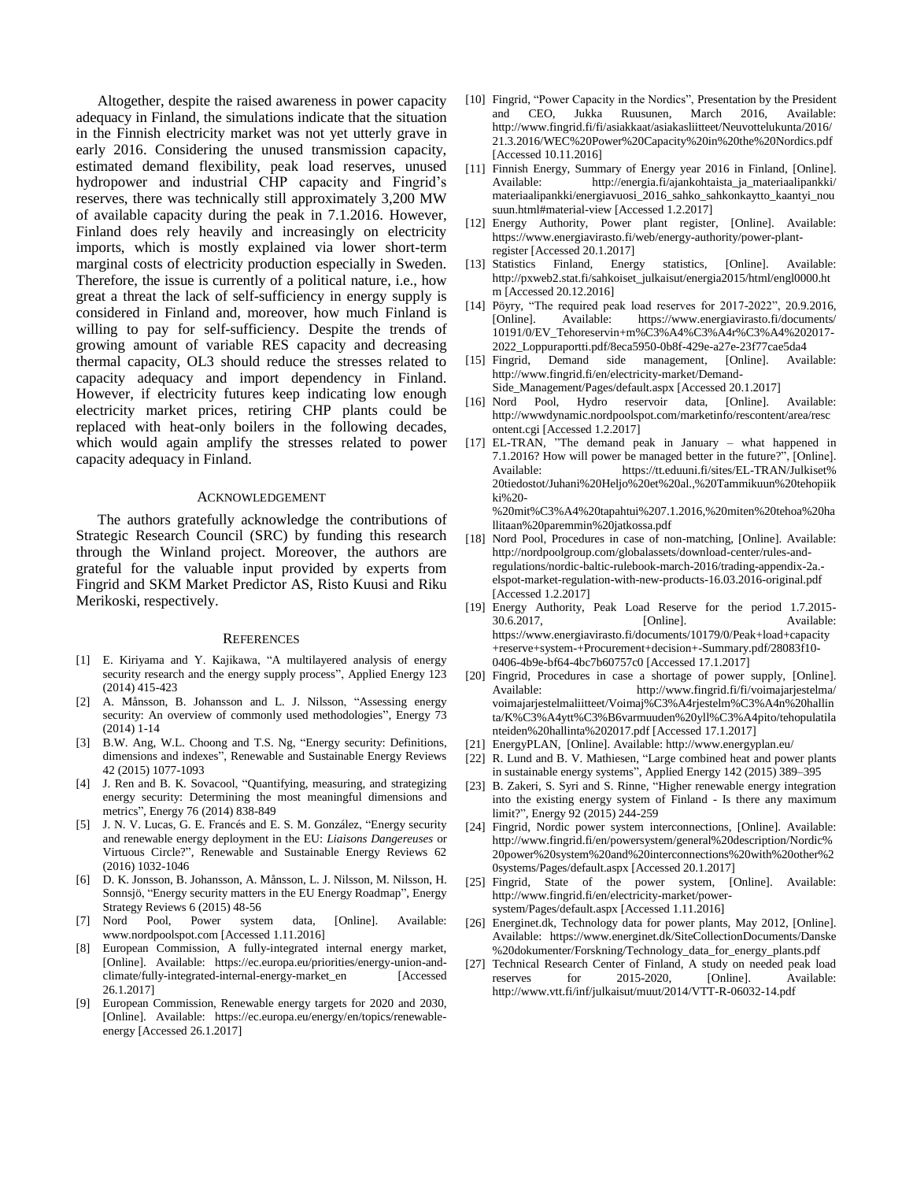Altogether, despite the raised awareness in power capacity adequacy in Finland, the simulations indicate that the situation in the Finnish electricity market was not yet utterly grave in early 2016. Considering the unused transmission capacity, estimated demand flexibility, peak load reserves, unused hydropower and industrial CHP capacity and Fingrid's reserves, there was technically still approximately 3,200 MW of available capacity during the peak in 7.1.2016. However, Finland does rely heavily and increasingly on electricity imports, which is mostly explained via lower short-term marginal costs of electricity production especially in Sweden. Therefore, the issue is currently of a political nature, i.e., how great a threat the lack of self-sufficiency in energy supply is considered in Finland and, moreover, how much Finland is willing to pay for self-sufficiency. Despite the trends of growing amount of variable RES capacity and decreasing thermal capacity, OL3 should reduce the stresses related to capacity adequacy and import dependency in Finland. However, if electricity futures keep indicating low enough electricity market prices, retiring CHP plants could be replaced with heat-only boilers in the following decades, which would again amplify the stresses related to power capacity adequacy in Finland.

## Acknowledgement

The authors gratefully acknowledge the contributions of Strategic Research Council (SRC) by funding this research through the Winland project. Moreover, the authors are grateful for the valuable input provided by experts from Fingrid and SKM Market Predictor AS, Risto Kuusi and Riku Merikoski, respectively.

## References

[1] E. Kiriyama and Y. Kajikawa, "A multilayered analysis of energy security research and the energy supply process", Applied Energy 123 (2014) 415-423

[2] A. Månsson, B. Johansson and L. J. Nilsson, "Assessing energy security: An overview of commonly used methodologies", Energy 73 (2014) 1-14

[3] B.W. Ang, W.L. Choong and T.S. Ng, "Energy security: Definitions, dimensions and indexes", Renewable and Sustainable Energy Reviews 42 (2015) 1077-1093

[4] J. Ren and B. K. Sovacool, "Quantifying, measuring, and strategizing energy security: Determining the most meaningful dimensions and metrics", Energy 76 (2014) 838-849

[5] J. N. V. Lucas, G. E. Francés and E. S. M. González, "Energy security and renewable energy deployment in the EU: *Liaisons Dangereuses* or Virtuous Circle?", Renewable and Sustainable Energy Reviews 62 (2016) 1032-1046

[6] D. K. Jonsson, B. Johansson, A. Månsson, L. J. Nilsson, M. Nilsson, H. Sonnsjö, "Energy security matters in the EU Energy Roadmap", Energy Strategy Reviews 6 (2015) 48-56

[7] Nord Pool, Power system data, [Online]. Available: www.nordpoolspot.com [Accessed 1.11.2016]

[8] European Commission, A fully-integrated internal energy market, [Online]. Available: https://ec.europa.eu/priorities/energy-union-and-climate/fully-integrated-internal-energy-market_en [Accessed 26.1.2017]

[9] European Commission, Renewable energy targets for 2020 and 2030, [Online]. Available: https://ec.europa.eu/energy/en/topics/renewable-energy [Accessed 26.1.2017]

[10] Fingrid, "Power Capacity in the Nordics", Presentation by the President and CEO, Jukka Ruusunen, March 2016, Available: http://www.fingrid.fi/fi/asiakkaat/asiakasliitteet/Neuvottelukunta/2016/21.3.2016/WEC%20Power%20Capacity%20in%20the%20Nordics.pdf [Accessed 10.11.2016]

[11] Finnish Energy, Summary of Energy year 2016 in Finland, [Online]. Available: http://energia.fi/ajankohtaista_ja_materiaalipankki/materiaalipankki/energiavuosi_2016_sahko_sahkonkaytto_kaantyi_nousuun.html#material-view [Accessed 1.2.2017]

[12] Energy Authority, Power plant register, [Online]. Available: https://www.energiavirasto.fi/web/energy-authority/power-plant-register [Accessed 20.1.2017]

[13] Statistics Finland, Energy statistics, [Online]. Available: http://pxweb2.stat.fi/sahkoiset_julkaisut/energia2015/html/engl0000.htm [Accessed 20.12.2016]

[14] Pöyry, "The required peak load reserves for 2017-2022", 20.9.2016, [Online]. Available: https://www.energiavirasto.fi/documents/10191/0/EV_Tehoreservin+m%C3%A4%C3%A4r%C3%A4%202017-2022_Loppuraportti.pdf/8eca5950-0b8f-429e-a27e-23f77cae5da4

[15] Fingrid, Demand side management, [Online]. Available: http://www.fingrid.fi/en/electricity-market/Demand-Side_Management/Pages/default.aspx [Accessed 20.1.2017]

[16] Nord Pool, Hydro reservoir data, [Online]. Available: http://wwwdynamic.nordpoolspot.com/marketinfo/rescontent/area/rescontent.cgi [Accessed 1.2.2017]

[17] EL-TRAN, "The demand peak in January – what happened in 7.1.2016? How will power be managed better in the future?", [Online]. Available: https://tt.eduuni.fi/sites/EL-TRAN/Julkiset%20tiedostot/Juhani%20Heljo%20et%20al.,%20Tammikuun%20tehopiikki%20-%20mit%C3%A4%20tapahtui%207.1.2016,%20miten%20tehoa%20hallitaan%20paremmin%20jatkossa.pdf

[18] Nord Pool, Procedures in case of non-matching, [Online]. Available: http://nordpoolgroup.com/globalassets/download-center/rules-and-regulations/nordic-baltic-rulebook-march-2016/trading-appendix-2a.-elspot-market-regulation-with-new-products-16.03.2016-original.pdf [Accessed 1.2.2017]

[19] Energy Authority, Peak Load Reserve for the period 1.7.2015-30.6.2017, [Online]. Available: https://www.energiavirasto.fi/documents/10179/0/Peak+load+capacity+reserve+system-+Procurement+decision+-Summary.pdf/28083f10-0406-4b9e-bf64-4bc7b60757c0 [Accessed 17.1.2017]

[20] Fingrid, Procedures in case a shortage of power supply, [Online]. Available: http://www.fingrid.fi/fi/voimajarjestelma/voimajarjestelmaliitteet/Voimaj%C3%A4rjestelm%C3%A4n%20hallinta/K%C3%A4ytt%C3%B6varmuuden%20yll%C3%A4pito/tehopulatilanteiden%20hallinta%202017.pdf [Accessed 17.1.2017]

[21] EnergyPLAN, [Online]. Available: http://www.energyplan.eu/

[22] R. Lund and B. V. Mathiesen, "Large combined heat and power plants in sustainable energy systems", Applied Energy 142 (2015) 389–395

[23] B. Zakeri, S. Syri and S. Rinne, "Higher renewable energy integration into the existing energy system of Finland - Is there any maximum limit?", Energy 92 (2015) 244-259

[24] Fingrid, Nordic power system interconnections, [Online]. Available: http://www.fingrid.fi/en/powersystem/general%20description/Nordic%20power%20system%20and%20interconnections%20with%20other%20systems/Pages/default.aspx [Accessed 20.1.2017]

[25] Fingrid, State of the power system, [Online]. Available: http://www.fingrid.fi/en/electricity-market/power-system/Pages/default.aspx [Accessed 1.11.2016]

[26] Energinet.dk, Technology data for power plants, May 2012, [Online]. Available: https://www.energinet.dk/SiteCollectionDocuments/Danske%20dokumenter/Forskning/Technology_data_for_energy_plants.pdf

[27] Technical Research Center of Finland, A study on needed peak load reserves for 2015-2020, [Online]. Available: http://www.vtt.fi/inf/julkaisut/muut/2014/VTT-R-06032-14.pdf